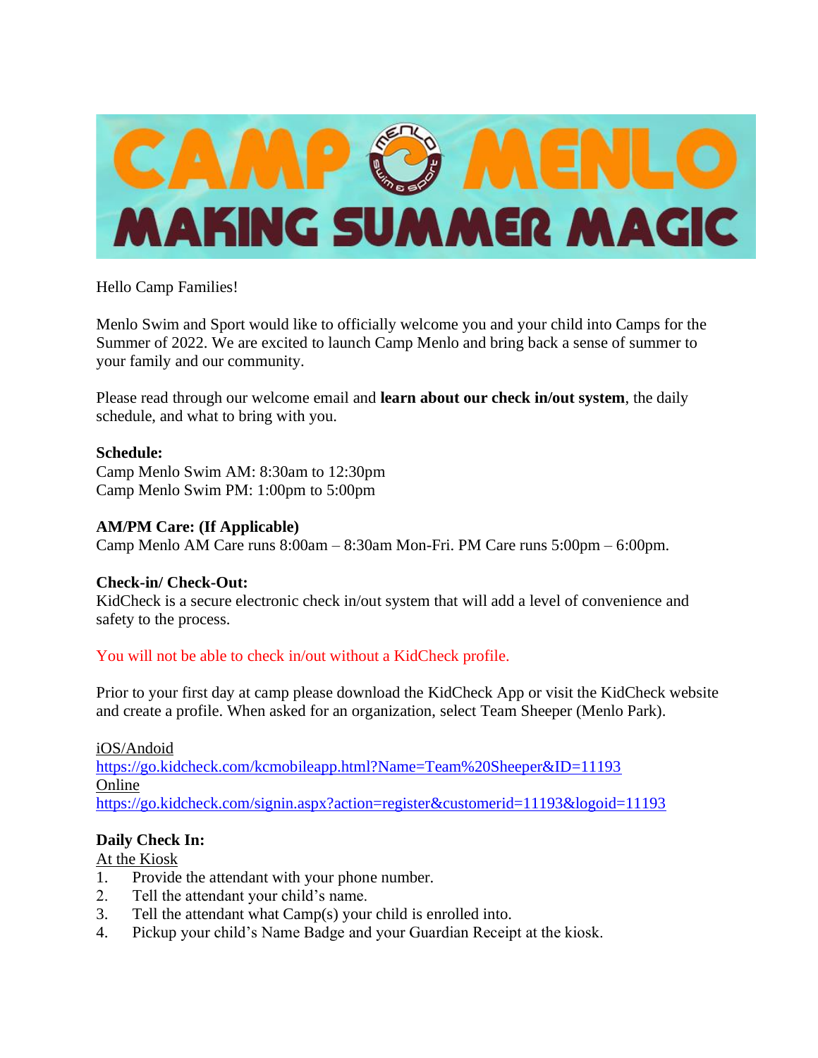# CAMP MENLO MAKING SUMMER MAGIC

Hello Camp Families!

Menlo Swim and Sport would like to officially welcome you and your child into Camps for the Summer of 2022. We are excited to launch Camp Menlo and bring back a sense of summer to your family and our community.

Please read through our welcome email and **learn about our check in/out system**, the daily schedule, and what to bring with you.

**Schedule:**
Camp Menlo Swim AM: 8:30am to 12:30pm
Camp Menlo Swim PM: 1:00pm to 5:00pm

**AM/PM Care: (If Applicable)**
Camp Menlo AM Care runs 8:00am – 8:30am Mon-Fri. PM Care runs 5:00pm – 6:00pm.

**Check-in/ Check-Out:**
KidCheck is a secure electronic check in/out system that will add a level of convenience and safety to the process.

You will not be able to check in/out without a KidCheck profile.

Prior to your first day at camp please download the KidCheck App or visit the KidCheck website and create a profile. When asked for an organization, select Team Sheeper (Menlo Park).

iOS/Andoid
https://go.kidcheck.com/kcmobileapp.html?Name=Team%20Sheeper&ID=11193
Online
https://go.kidcheck.com/signin.aspx?action=register&customerid=11193&logoid=11193

**Daily Check In:**
At the Kiosk
1. Provide the attendant with your phone number.
2. Tell the attendant your child's name.
3. Tell the attendant what Camp(s) your child is enrolled into.
4. Pickup your child's Name Badge and your Guardian Receipt at the kiosk.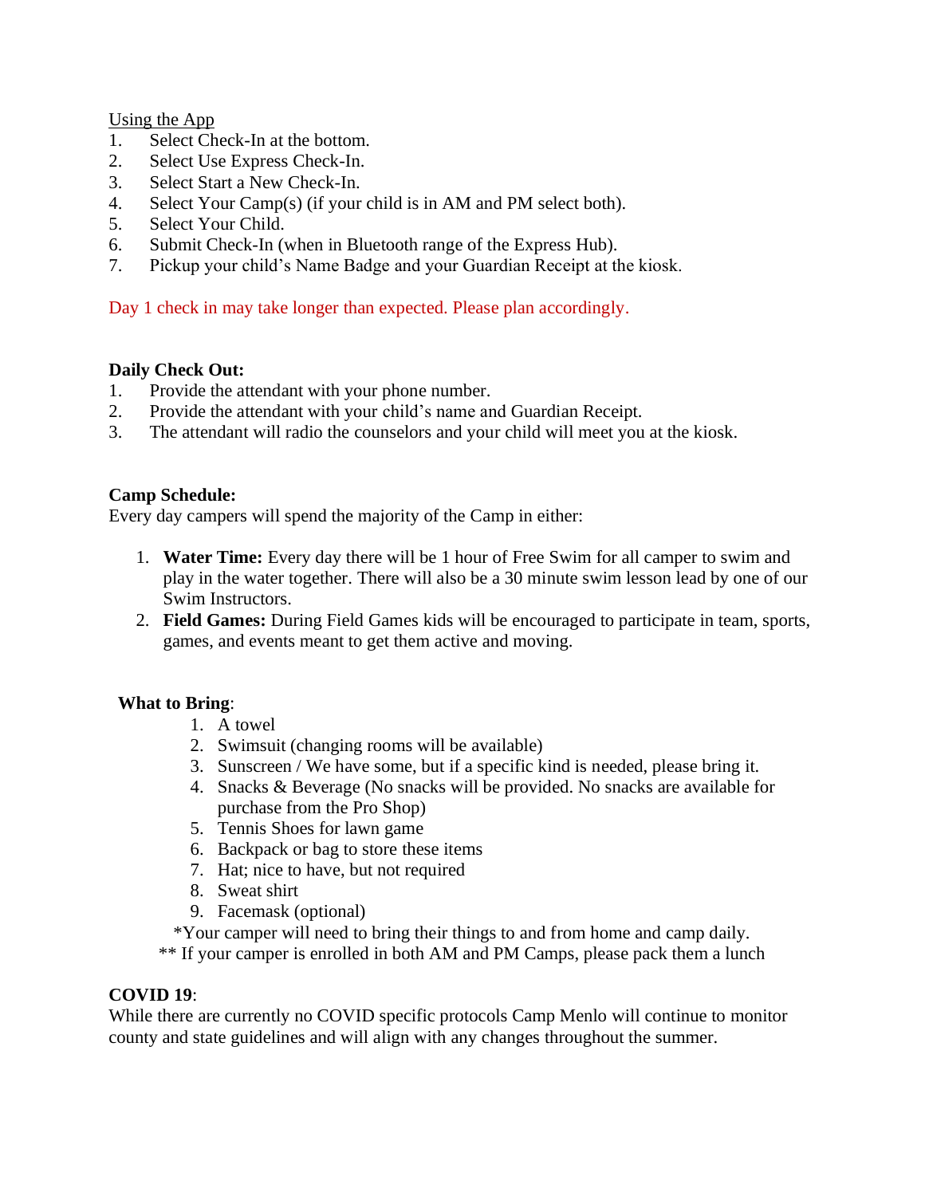Using the App

1. Select Check-In at the bottom.
2. Select Use Express Check-In.
3. Select Start a New Check-In.
4. Select Your Camp(s) (if your child is in AM and PM select both).
5. Select Your Child.
6. Submit Check-In (when in Bluetooth range of the Express Hub).
7. Pickup your child's Name Badge and your Guardian Receipt at the kiosk.

Day 1 check in may take longer than expected. Please plan accordingly.

**Daily Check Out:**

1. Provide the attendant with your phone number.
2. Provide the attendant with your child's name and Guardian Receipt.
3. The attendant will radio the counselors and your child will meet you at the kiosk.

**Camp Schedule:**

Every day campers will spend the majority of the Camp in either:

1. **Water Time:** Every day there will be 1 hour of Free Swim for all camper to swim and play in the water together. There will also be a 30 minute swim lesson lead by one of our Swim Instructors.
2. **Field Games:** During Field Games kids will be encouraged to participate in team, sports, games, and events meant to get them active and moving.

**What to Bring**:

1. A towel
2. Swimsuit (changing rooms will be available)
3. Sunscreen / We have some, but if a specific kind is needed, please bring it.
4. Snacks & Beverage (No snacks will be provided. No snacks are available for purchase from the Pro Shop)
5. Tennis Shoes for lawn game
6. Backpack or bag to store these items
7. Hat; nice to have, but not required
8. Sweat shirt
9. Facemask (optional)

*Your camper will need to bring their things to and from home and camp daily.

** If your camper is enrolled in both AM and PM Camps, please pack them a lunch

**COVID 19**:

While there are currently no COVID specific protocols Camp Menlo will continue to monitor county and state guidelines and will align with any changes throughout the summer.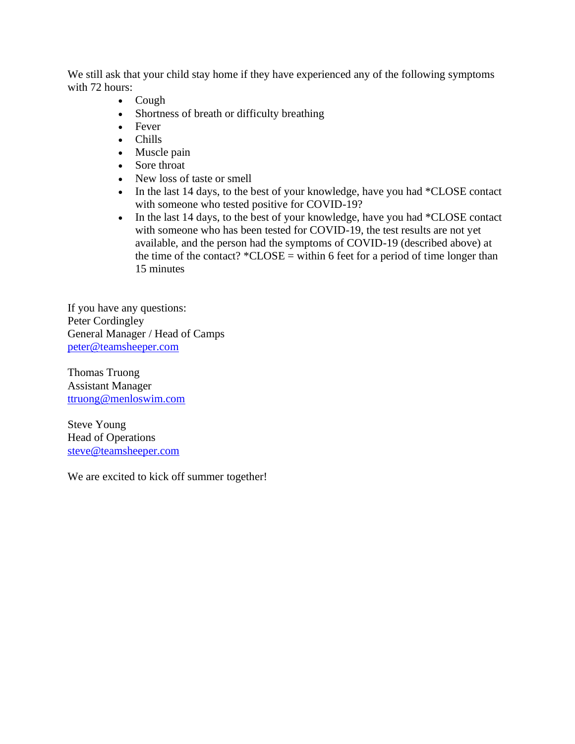We still ask that your child stay home if they have experienced any of the following symptoms with 72 hours:

- Cough
- Shortness of breath or difficulty breathing
- Fever
- Chills
- Muscle pain
- Sore throat
- New loss of taste or smell
- In the last 14 days, to the best of your knowledge, have you had *CLOSE contact with someone who tested positive for COVID-19?
- In the last 14 days, to the best of your knowledge, have you had *CLOSE contact with someone who has been tested for COVID-19, the test results are not yet available, and the person had the symptoms of COVID-19 (described above) at the time of the contact? *CLOSE = within 6 feet for a period of time longer than 15 minutes

If you have any questions:
Peter Cordingley
General Manager / Head of Camps
[peter@teamsheeper.com](mailto:peter@teamsheeper.com)

Thomas Truong
Assistant Manager
[ttruong@menloswim.com](mailto:ttruong@menloswim.com)

Steve Young
Head of Operations
[steve@teamsheeper.com](mailto:steve@teamsheeper.com)

We are excited to kick off summer together!